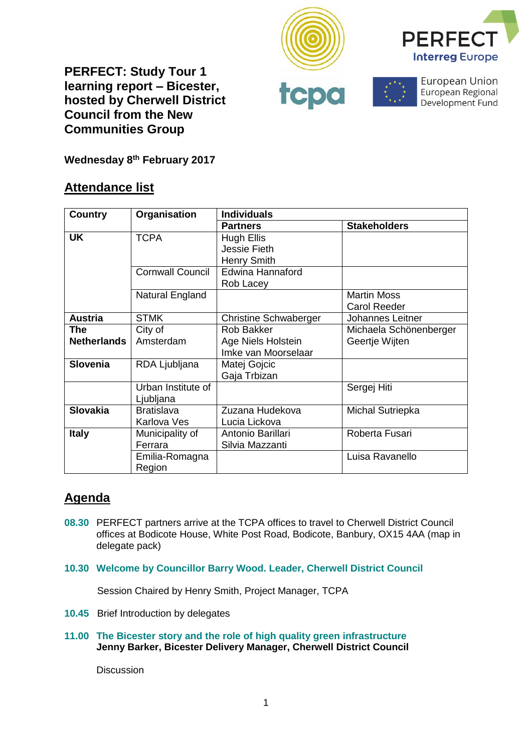# PERFECT: Study Tour 1 learning report – Bicester, hosted by Cherwell District Council from the New Communities Group

**Wednesday 8th February 2017**

## Attendance list

| Country | Organisation | Individuals | |
|---|---|---|---|
| | | **Partners** | **Stakeholders** |
| **UK** | TCPA | Hugh Ellis<br>Jessie Fieth<br>Henry Smith | |
| | Cornwall Council | Edwina Hannaford<br>Rob Lacey | |
| | Natural England | | Martin Moss<br>Carol Reeder |
| **Austria** | STMK | Christine Schwaberger | Johannes Leitner |
| **The Netherlands** | City of Amsterdam | Rob Bakker<br>Age Niels Holstein<br>Imke van Moorselaar | Michaela Schönenberger<br>Geertje Wijten |
| **Slovenia** | RDA Ljubljana | Matej Gojcic<br>Gaja Trbizan | |
| | Urban Institute of Ljubljana | | Sergej Hiti |
| **Slovakia** | Bratislava Karlova Ves | Zuzana Hudekova<br>Lucia Lickova | Michal Sutriepka |
| **Italy** | Municipality of Ferrara | Antonio Barillari<br>Silvia Mazzanti | Roberta Fusari |
| | Emilia-Romagna Region | | Luisa Ravanello |

## Agenda

**08.30** PERFECT partners arrive at the TCPA offices to travel to Cherwell District Council offices at Bodicote House, White Post Road, Bodicote, Banbury, OX15 4AA (map in delegate pack)

**10.30 Welcome by Councillor Barry Wood. Leader, Cherwell District Council**

Session Chaired by Henry Smith, Project Manager, TCPA

**10.45** Brief Introduction by delegates

**11.00 The Bicester story and the role of high quality green infrastructure**
**Jenny Barker, Bicester Delivery Manager, Cherwell District Council**

Discussion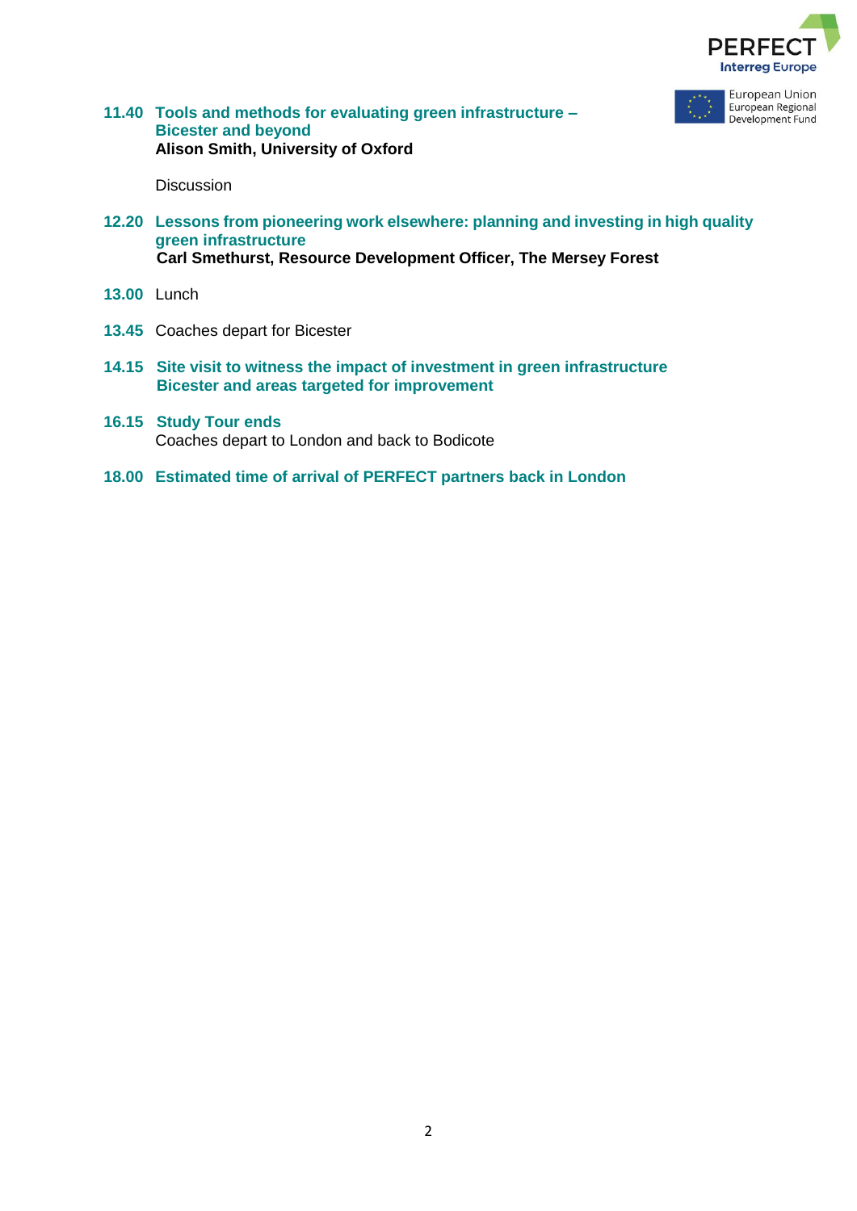**11.40 Tools and methods for evaluating green infrastructure – Bicester and beyond**
**Alison Smith, University of Oxford**

Discussion

**12.20 Lessons from pioneering work elsewhere: planning and investing in high quality green infrastructure**
**Carl Smethurst, Resource Development Officer, The Mersey Forest**

**13.00** Lunch

**13.45** Coaches depart for Bicester

**14.15 Site visit to witness the impact of investment in green infrastructure Bicester and areas targeted for improvement**

**16.15 Study Tour ends**
Coaches depart to London and back to Bodicote

**18.00 Estimated time of arrival of PERFECT partners back in London**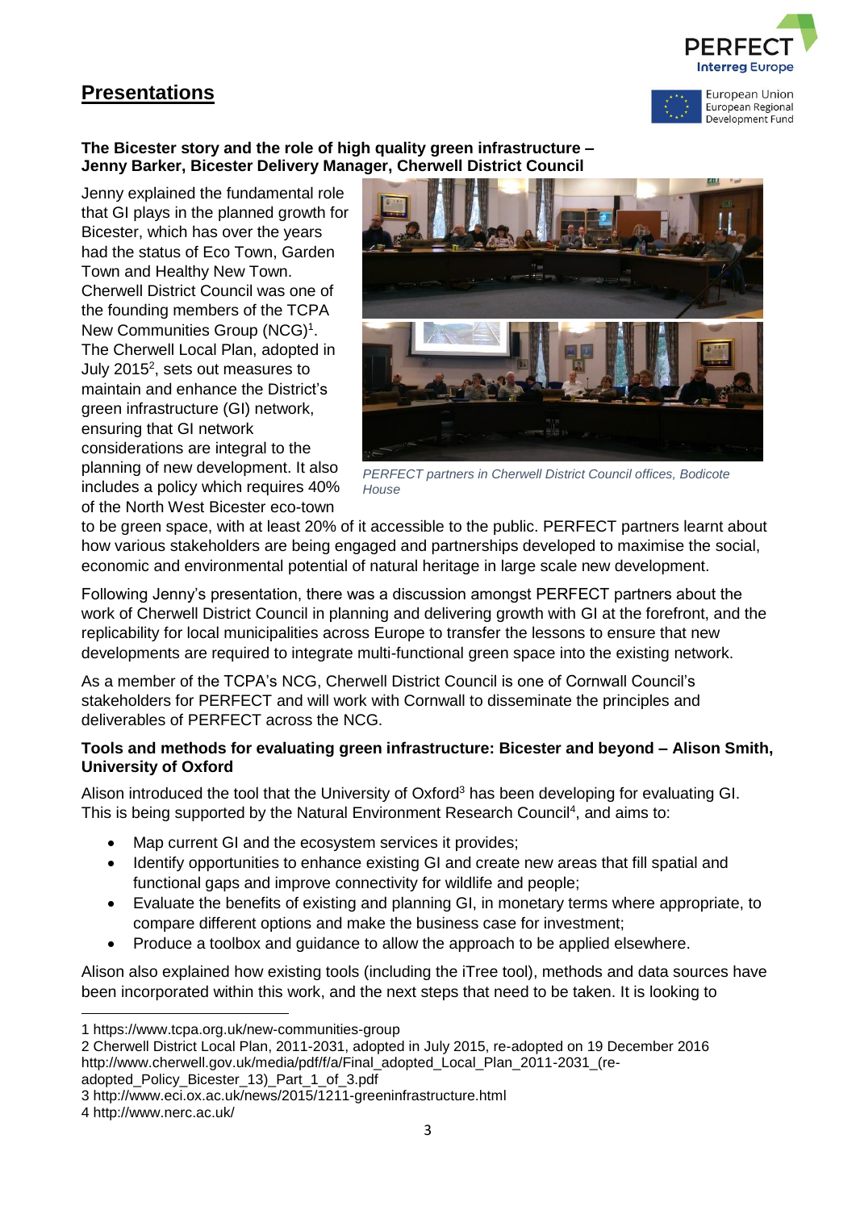## Presentations

**The Bicester story and the role of high quality green infrastructure – Jenny Barker, Bicester Delivery Manager, Cherwell District Council**

Jenny explained the fundamental role that GI plays in the planned growth for Bicester, which has over the years had the status of Eco Town, Garden Town and Healthy New Town. Cherwell District Council was one of the founding members of the TCPA New Communities Group (NCG)[1]. The Cherwell Local Plan, adopted in July 2015[2], sets out measures to maintain and enhance the District's green infrastructure (GI) network, ensuring that GI network considerations are integral to the planning of new development. It also includes a policy which requires 40% of the North West Bicester eco-town to be green space, with at least 20% of it accessible to the public. PERFECT partners learnt about how various stakeholders are being engaged and partnerships developed to maximise the social, economic and environmental potential of natural heritage in large scale new development.

*PERFECT partners in Cherwell District Council offices, Bodicote House*

Following Jenny's presentation, there was a discussion amongst PERFECT partners about the work of Cherwell District Council in planning and delivering growth with GI at the forefront, and the replicability for local municipalities across Europe to transfer the lessons to ensure that new developments are required to integrate multi-functional green space into the existing network.

As a member of the TCPA's NCG, Cherwell District Council is one of Cornwall Council's stakeholders for PERFECT and will work with Cornwall to disseminate the principles and deliverables of PERFECT across the NCG.

**Tools and methods for evaluating green infrastructure: Bicester and beyond – Alison Smith, University of Oxford**

Alison introduced the tool that the University of Oxford[3] has been developing for evaluating GI. This is being supported by the Natural Environment Research Council[4], and aims to:

- Map current GI and the ecosystem services it provides;
- Identify opportunities to enhance existing GI and create new areas that fill spatial and functional gaps and improve connectivity for wildlife and people;
- Evaluate the benefits of existing and planning GI, in monetary terms where appropriate, to compare different options and make the business case for investment;
- Produce a toolbox and guidance to allow the approach to be applied elsewhere.

Alison also explained how existing tools (including the iTree tool), methods and data sources have been incorporated within this work, and the next steps that need to be taken. It is looking to

---

1 https://www.tcpa.org.uk/new-communities-group

2 Cherwell District Local Plan, 2011-2031, adopted in July 2015, re-adopted on 19 December 2016 http://www.cherwell.gov.uk/media/pdf/f/a/Final_adopted_Local_Plan_2011-2031_(re-adopted_Policy_Bicester_13)_Part_1_of_3.pdf

3 http://www.eci.ox.ac.uk/news/2015/1211-greeninfrastructure.html

4 http://www.nerc.ac.uk/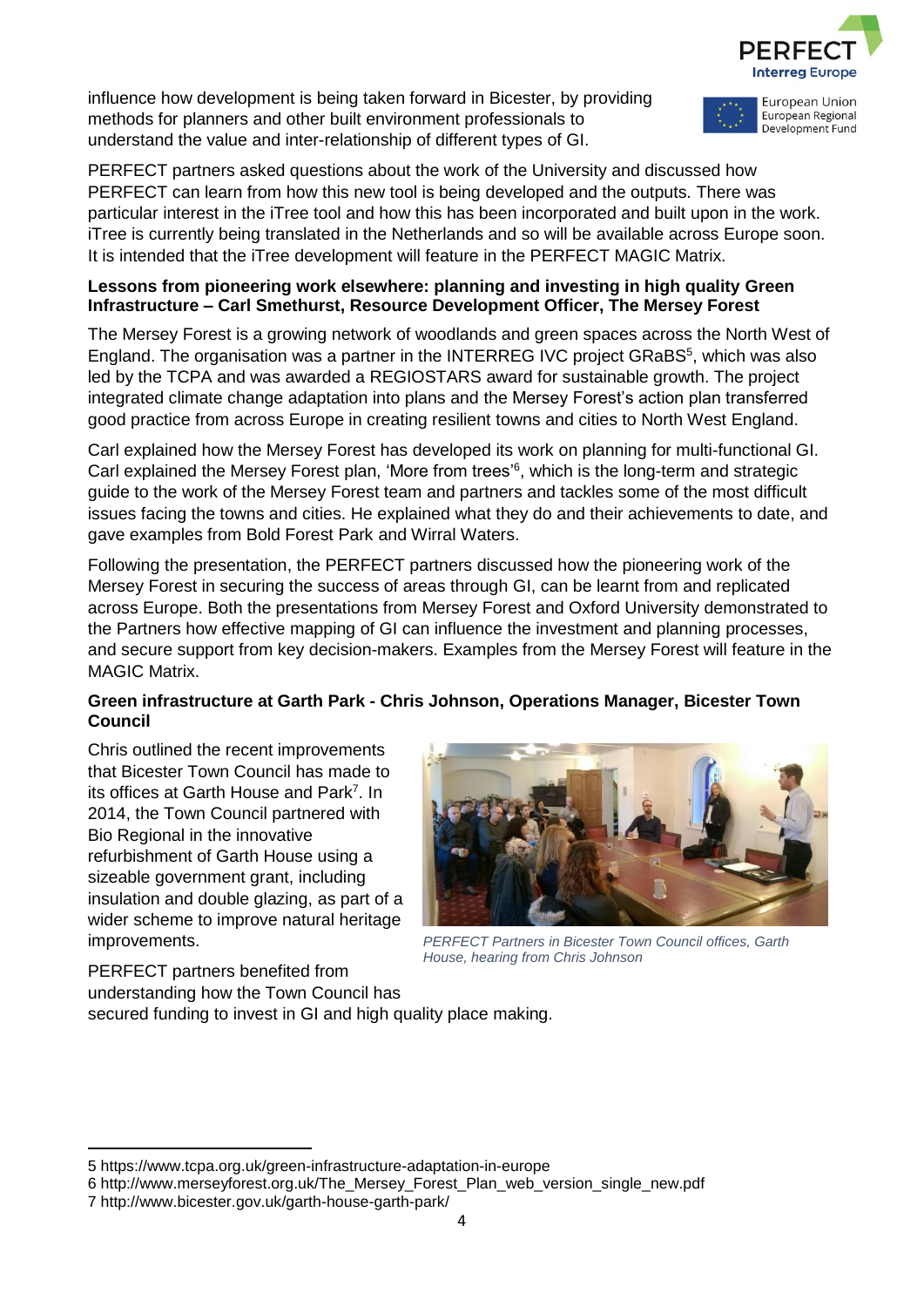influence how development is being taken forward in Bicester, by providing methods for planners and other built environment professionals to understand the value and inter-relationship of different types of GI.

PERFECT partners asked questions about the work of the University and discussed how PERFECT can learn from how this new tool is being developed and the outputs. There was particular interest in the iTree tool and how this has been incorporated and built upon in the work. iTree is currently being translated in the Netherlands and so will be available across Europe soon. It is intended that the iTree development will feature in the PERFECT MAGIC Matrix.

**Lessons from pioneering work elsewhere: planning and investing in high quality Green Infrastructure – Carl Smethurst, Resource Development Officer, The Mersey Forest**

The Mersey Forest is a growing network of woodlands and green spaces across the North West of England. The organisation was a partner in the INTERREG IVC project GRaBS[5], which was also led by the TCPA and was awarded a REGIOSTARS award for sustainable growth. The project integrated climate change adaptation into plans and the Mersey Forest's action plan transferred good practice from across Europe in creating resilient towns and cities to North West England.

Carl explained how the Mersey Forest has developed its work on planning for multi-functional GI. Carl explained the Mersey Forest plan, 'More from trees'[6], which is the long-term and strategic guide to the work of the Mersey Forest team and partners and tackles some of the most difficult issues facing the towns and cities. He explained what they do and their achievements to date, and gave examples from Bold Forest Park and Wirral Waters.

Following the presentation, the PERFECT partners discussed how the pioneering work of the Mersey Forest in securing the success of areas through GI, can be learnt from and replicated across Europe. Both the presentations from Mersey Forest and Oxford University demonstrated to the Partners how effective mapping of GI can influence the investment and planning processes, and secure support from key decision-makers. Examples from the Mersey Forest will feature in the MAGIC Matrix.

**Green infrastructure at Garth Park - Chris Johnson, Operations Manager, Bicester Town Council**

Chris outlined the recent improvements that Bicester Town Council has made to its offices at Garth House and Park[7]. In 2014, the Town Council partnered with Bio Regional in the innovative refurbishment of Garth House using a sizeable government grant, including insulation and double glazing, as part of a wider scheme to improve natural heritage improvements.

*PERFECT Partners in Bicester Town Council offices, Garth House, hearing from Chris Johnson*

PERFECT partners benefited from understanding how the Town Council has secured funding to invest in GI and high quality place making.

---

5 https://www.tcpa.org.uk/green-infrastructure-adaptation-in-europe

6 http://www.merseyforest.org.uk/The_Mersey_Forest_Plan_web_version_single_new.pdf

7 http://www.bicester.gov.uk/garth-house-garth-park/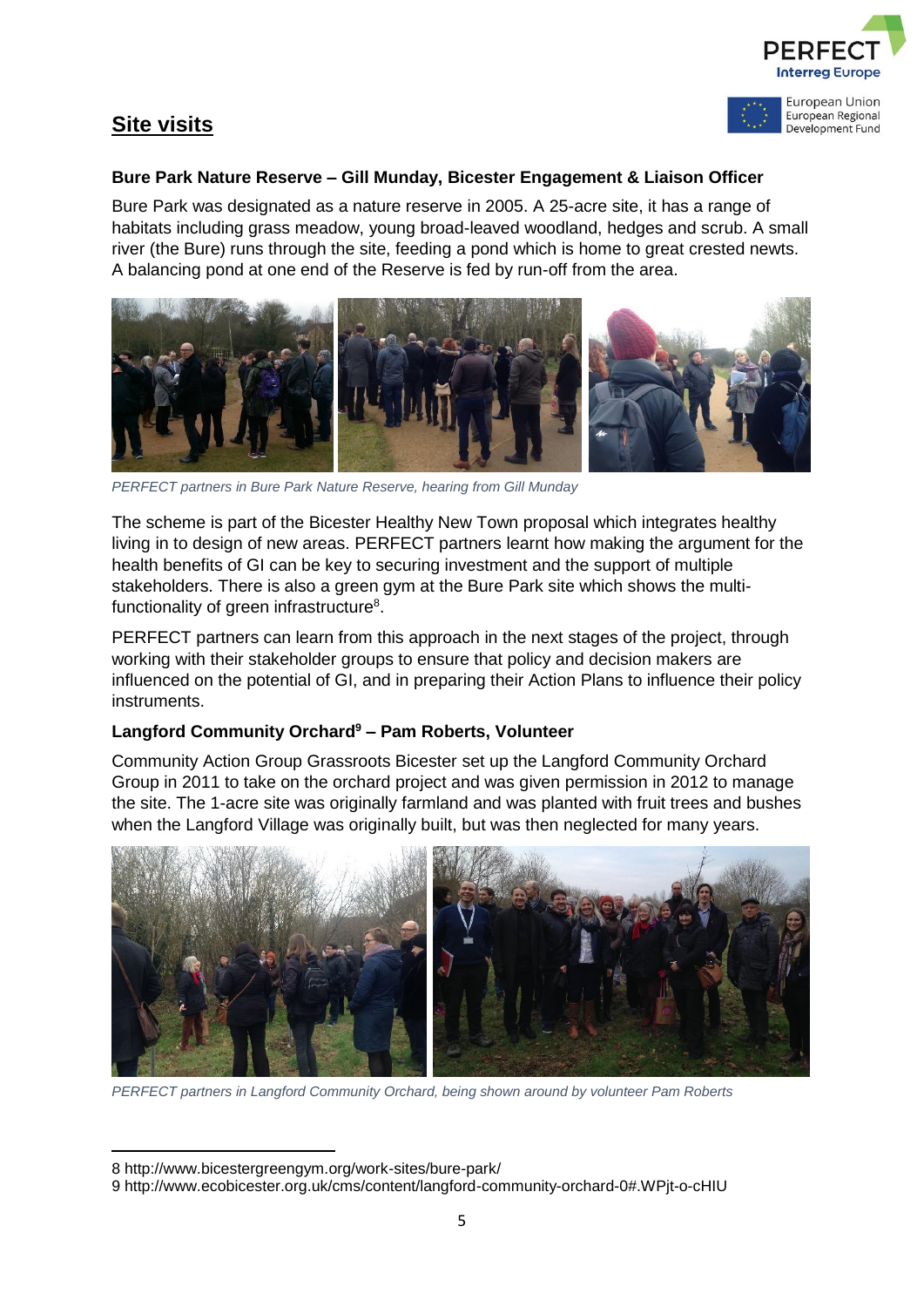## Site visits

**Bure Park Nature Reserve – Gill Munday, Bicester Engagement & Liaison Officer**

Bure Park was designated as a nature reserve in 2005. A 25-acre site, it has a range of habitats including grass meadow, young broad-leaved woodland, hedges and scrub. A small river (the Bure) runs through the site, feeding a pond which is home to great crested newts. A balancing pond at one end of the Reserve is fed by run-off from the area.

*PERFECT partners in Bure Park Nature Reserve, hearing from Gill Munday*

The scheme is part of the Bicester Healthy New Town proposal which integrates healthy living in to design of new areas. PERFECT partners learnt how making the argument for the health benefits of GI can be key to securing investment and the support of multiple stakeholders. There is also a green gym at the Bure Park site which shows the multi-functionality of green infrastructure[8].

PERFECT partners can learn from this approach in the next stages of the project, through working with their stakeholder groups to ensure that policy and decision makers are influenced on the potential of GI, and in preparing their Action Plans to influence their policy instruments.

**Langford Community Orchard[9] – Pam Roberts, Volunteer**

Community Action Group Grassroots Bicester set up the Langford Community Orchard Group in 2011 to take on the orchard project and was given permission in 2012 to manage the site. The 1-acre site was originally farmland and was planted with fruit trees and bushes when the Langford Village was originally built, but then was neglected for many years.

*PERFECT partners in Langford Community Orchard, being shown around by volunteer Pam Roberts*

8 http://www.bicestergreengym.org/work-sites/bure-park/

9 http://www.ecobicester.org.uk/cms/content/langford-community-orchard-0#.WPjt-o-cHIU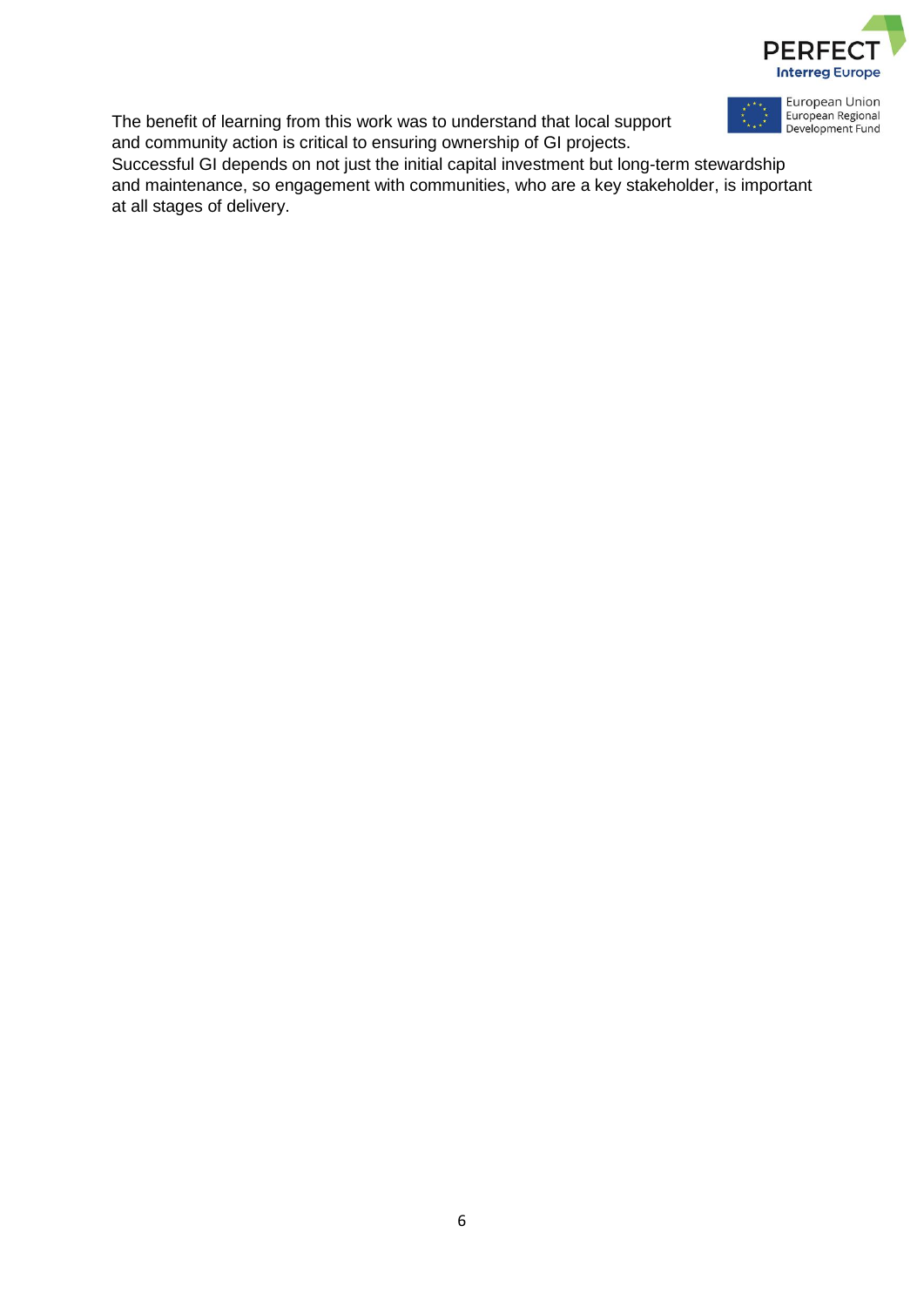The benefit of learning from this work was to understand that local support and community action is critical to ensuring ownership of GI projects. Successful GI depends on not just the initial capital investment but long-term stewardship and maintenance, so engagement with communities, who are a key stakeholder, is important at all stages of delivery.